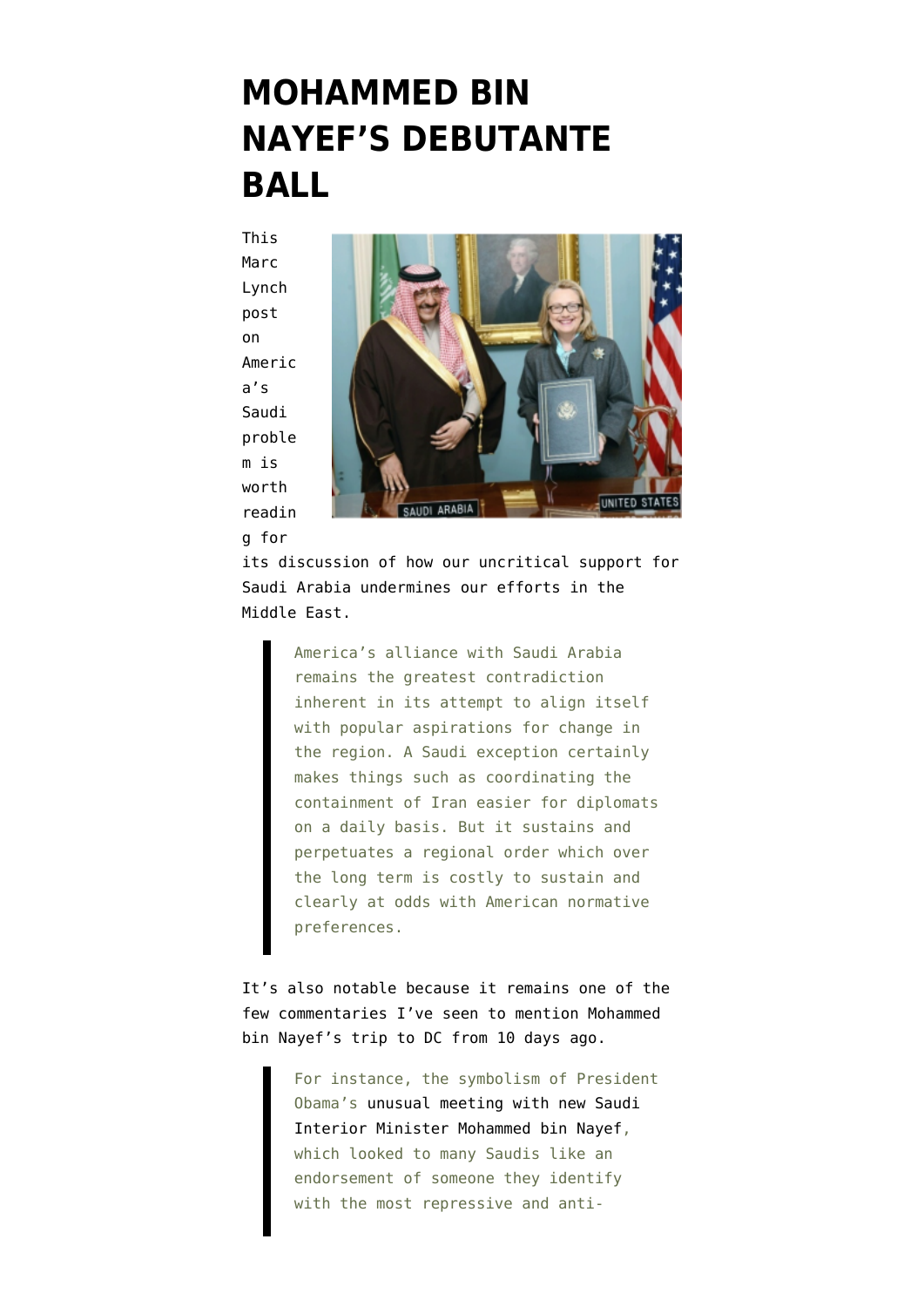# MOHAMMED BIN NAYEF'S DEBUTANTE BALL

This Marc Lynch post on America's Saudi problem is worth reading for its discussion of how our uncritical support for Saudi Arabia undermines our efforts in the Middle East.

> America's alliance with Saudi Arabia remains the greatest contradiction inherent in its attempt to align itself with popular aspirations for change in the region. A Saudi exception certainly makes things such as coordinating the containment of Iran easier for diplomats on a daily basis. But it sustains and perpetuates a regional order which over the long term is costly to sustain and clearly at odds with American normative preferences.

It's also notable because it remains one of the few commentaries I've seen to mention Mohammed bin Nayef's trip to DC from 10 days ago.

> For instance, the symbolism of President Obama's unusual meeting with new Saudi Interior Minister Mohammed bin Nayef, which looked to many Saudis like an endorsement of someone they identify with the most repressive and anti-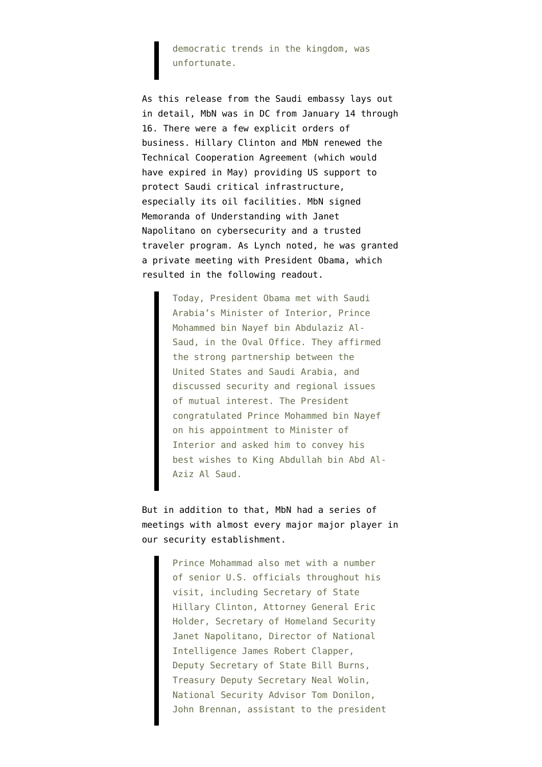> democratic trends in the kingdom, was unfortunate.

As this release from the Saudi embassy lays out in detail, MbN was in DC from January 14 through 16. There were a few explicit orders of business. Hillary Clinton and MbN renewed the Technical Cooperation Agreement (which would have expired in May) providing US support to protect Saudi critical infrastructure, especially its oil facilities. MbN signed Memoranda of Understanding with Janet Napolitano on cybersecurity and a trusted traveler program. As Lynch noted, he was granted a private meeting with President Obama, which resulted in the following readout.

> Today, President Obama met with Saudi Arabia's Minister of Interior, Prince Mohammed bin Nayef bin Abdulaziz Al-Saud, in the Oval Office. They affirmed the strong partnership between the United States and Saudi Arabia, and discussed security and regional issues of mutual interest. The President congratulated Prince Mohammed bin Nayef on his appointment to Minister of Interior and asked him to convey his best wishes to King Abdullah bin Abd Al-Aziz Al Saud.

But in addition to that, MbN had a series of meetings with almost every major major player in our security establishment.

> Prince Mohammad also met with a number of senior U.S. officials throughout his visit, including Secretary of State Hillary Clinton, Attorney General Eric Holder, Secretary of Homeland Security Janet Napolitano, Director of National Intelligence James Robert Clapper, Deputy Secretary of State Bill Burns, Treasury Deputy Secretary Neal Wolin, National Security Advisor Tom Donilon, John Brennan, assistant to the president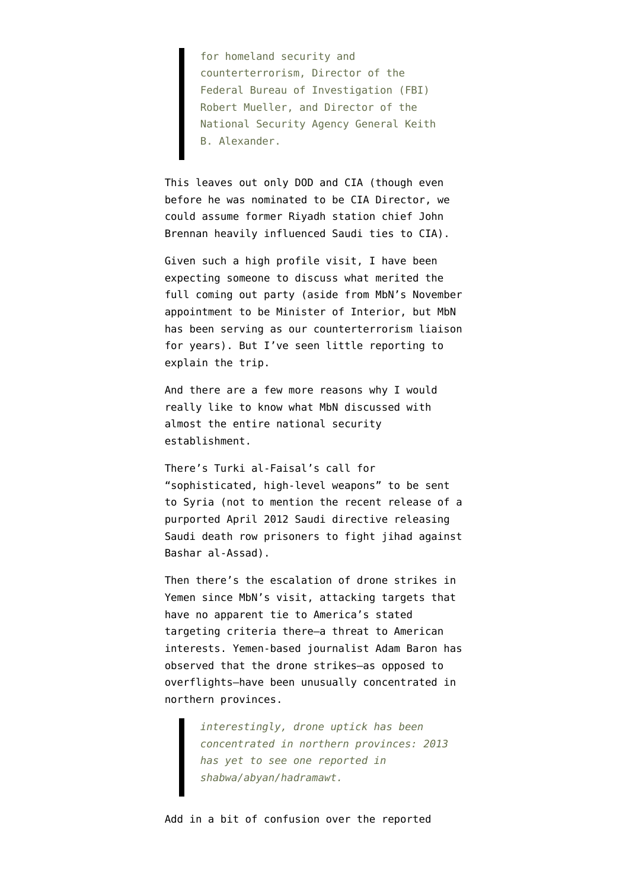> for homeland security and counterterrorism, Director of the Federal Bureau of Investigation (FBI) Robert Mueller, and Director of the National Security Agency General Keith B. Alexander.

This leaves out only DOD and CIA (though even before he was nominated to be CIA Director, we could assume former Riyadh station chief John Brennan heavily influenced Saudi ties to CIA).

Given such a high profile visit, I have been expecting someone to discuss what merited the full coming out party (aside from MbN's November appointment to be Minister of Interior, but MbN has been serving as our counterterrorism liaison for years). But I've seen little reporting to explain the trip.

And there are a few more reasons why I would really like to know what MbN discussed with almost the entire national security establishment.

There's Turki al-Faisal's call for "sophisticated, high-level weapons" to be sent to Syria (not to mention the recent release of a purported April 2012 Saudi directive releasing Saudi death row prisoners to fight jihad against Bashar al-Assad).

Then there's the escalation of drone strikes in Yemen since MbN's visit, attacking targets that have no apparent tie to America's stated targeting criteria there—a threat to American interests. Yemen-based journalist Adam Baron has observed that the drone strikes—as opposed to overflights—have been unusually concentrated in northern provinces.

> *interestingly, drone uptick has been concentrated in northern provinces: 2013 has yet to see one reported in shabwa/abyan/hadramawt.*

Add in a bit of confusion over the reported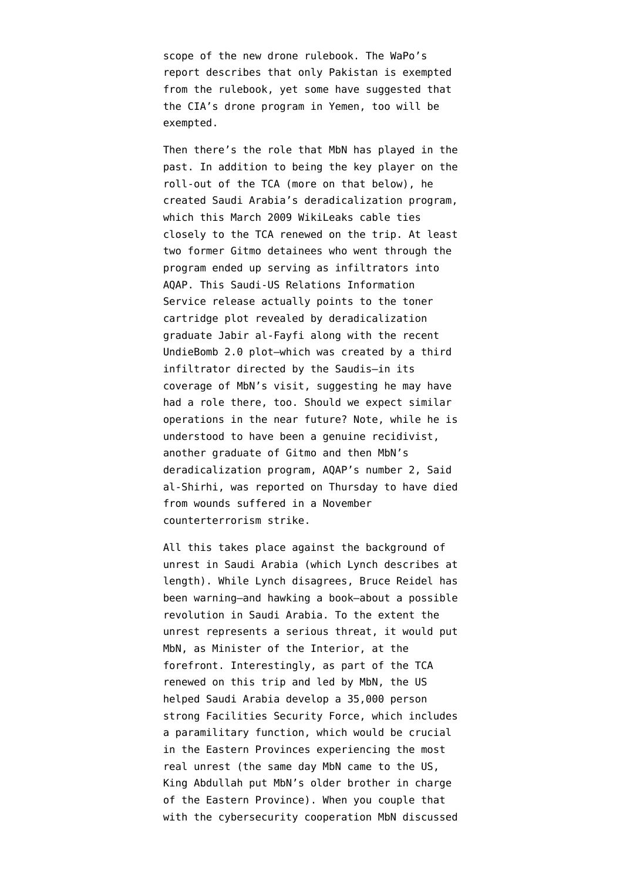scope of the new drone rulebook. The WaPo's report describes that only Pakistan is exempted from the rulebook, yet some have suggested that the CIA's drone program in Yemen, too will be exempted.

Then there's the role that MbN has played in the past. In addition to being the key player on the roll-out of the TCA (more on that below), he created Saudi Arabia's deradicalization program, which this March 2009 WikiLeaks cable ties closely to the TCA renewed on the trip. At least two former Gitmo detainees who went through the program ended up serving as infiltrators into AQAP. This Saudi-US Relations Information Service release actually points to the toner cartridge plot revealed by deradicalization graduate Jabir al-Fayfi along with the recent UndieBomb 2.0 plot—which was created by a third infiltrator directed by the Saudis—in its coverage of MbN's visit, suggesting he may have had a role there, too. Should we expect similar operations in the near future? Note, while he is understood to have been a genuine recidivist, another graduate of Gitmo and then MbN's deradicalization program, AQAP's number 2, Said al-Shirhi, was reported on Thursday to have died from wounds suffered in a November counterterrorism strike.

All this takes place against the background of unrest in Saudi Arabia (which Lynch describes at length). While Lynch disagrees, Bruce Reidel has been warning—and hawking a book—about a possible revolution in Saudi Arabia. To the extent the unrest represents a serious threat, it would put MbN, as Minister of the Interior, at the forefront. Interestingly, as part of the TCA renewed on this trip and led by MbN, the US helped Saudi Arabia develop a 35,000 person strong Facilities Security Force, which includes a paramilitary function, which would be crucial in the Eastern Provinces experiencing the most real unrest (the same day MbN came to the US, King Abdullah put MbN's older brother in charge of the Eastern Province). When you couple that with the cybersecurity cooperation MbN discussed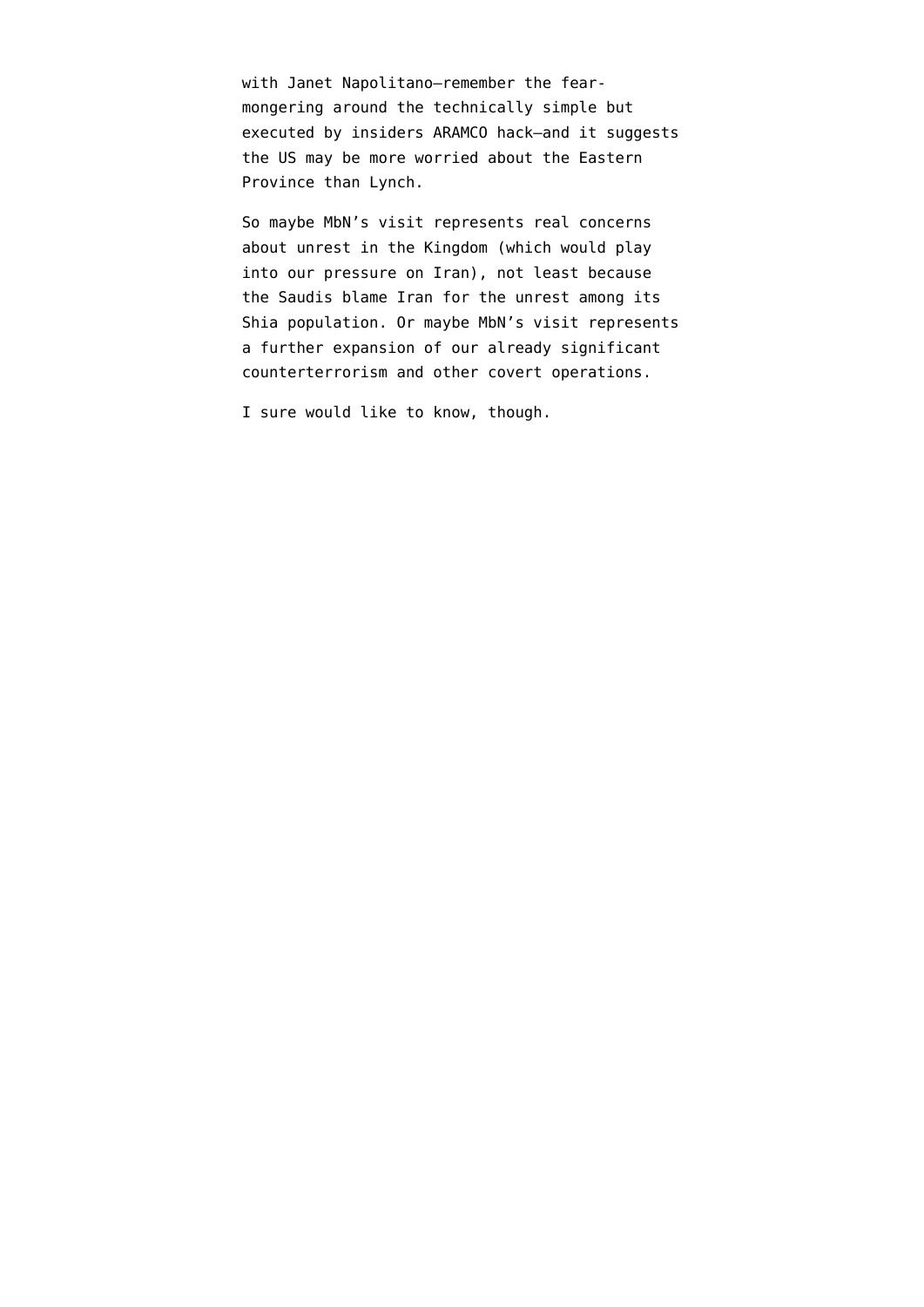with Janet Napolitano—remember the fear-mongering around the technically simple but executed by insiders ARAMCO hack—and it suggests the US may be more worried about the Eastern Province than Lynch.

So maybe MbN's visit represents real concerns about unrest in the Kingdom (which would play into our pressure on Iran), not least because the Saudis blame Iran for the unrest among its Shia population. Or maybe MbN's visit represents a further expansion of our already significant counterterrorism and other covert operations.

I sure would like to know, though.